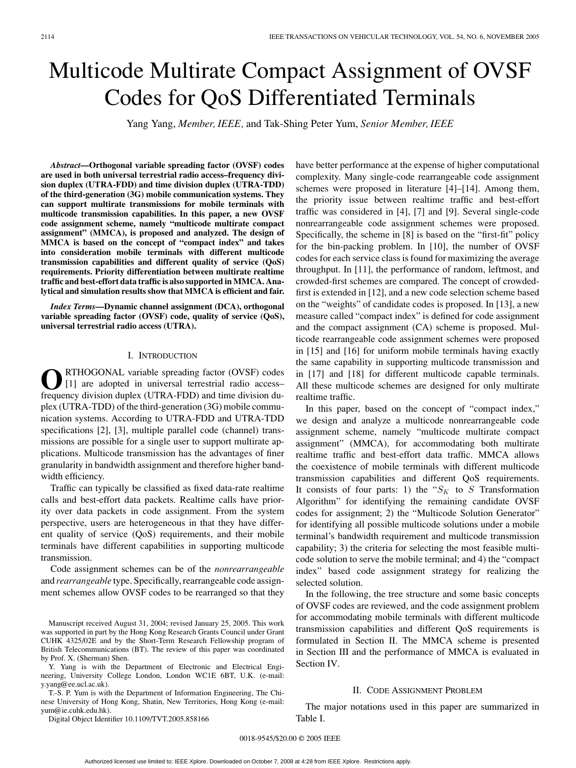# Multicode Multirate Compact Assignment of OVSF Codes for QoS Differentiated Terminals

Yang Yang, *Member, IEEE,* and Tak-Shing Peter Yum, *Senior Member, IEEE*

***Abstract*—Orthogonal variable spreading factor (OVSF) codes are used in both universal terrestrial radio access–frequency division duplex (UTRA-FDD) and time division duplex (UTRA-TDD) of the third-generation (3G) mobile communication systems. They can support multirate transmissions for mobile terminals with multicode transmission capabilities. In this paper, a new OVSF code assignment scheme, namely "multicode multirate compact assignment" (MMCA), is proposed and analyzed. The design of MMCA is based on the concept of "compact index" and takes into consideration mobile terminals with different multicode transmission capabilities and different quality of service (QoS) requirements. Priority differentiation between multirate realtime traffic and best-effort data traffic is also supported in MMCA. Analytical and simulation results show that MMCA is efficient and fair.**

***Index Terms*—Dynamic channel assignment (DCA), orthogonal variable spreading factor (OVSF) code, quality of service (QoS), universal terrestrial radio access (UTRA).**

## I. Introduction

ORTHOGONAL variable spreading factor (OVSF) codes [1] are adopted in universal terrestrial radio access–frequency division duplex (UTRA-FDD) and time division duplex (UTRA-TDD) of the third-generation (3G) mobile communication systems. According to UTRA-FDD and UTRA-TDD specifications [2], [3], multiple parallel code (channel) transmissions are possible for a single user to support multirate applications. Multicode transmission has the advantages of finer granularity in bandwidth assignment and therefore higher bandwidth efficiency.

Traffic can typically be classified as fixed data-rate realtime calls and best-effort data packets. Realtime calls have priority over data packets in code assignment. From the system perspective, users are heterogeneous in that they have different quality of service (QoS) requirements, and their mobile terminals have different capabilities in supporting multicode transmission.

Code assignment schemes can be of the *nonrearrangeable* and *rearrangeable* type. Specifically, rearrangeable code assignment schemes allow OVSF codes to be rearranged so that they have better performance at the expense of higher computational complexity. Many single-code rearrangeable code assignment schemes were proposed in literature [4]–[14]. Among them, the priority issue between realtime traffic and best-effort traffic was considered in [4], [7] and [9]. Several single-code nonrearrangeable code assignment schemes were proposed. Specifically, the scheme in [8] is based on the "first-fit" policy for the bin-packing problem. In [10], the number of OVSF codes for each service class is found for maximizing the average throughput. In [11], the performance of random, leftmost, and crowded-first schemes are compared. The concept of crowded-first is extended in [12], and a new code selection scheme based on the "weights" of candidate codes is proposed. In [13], a new measure called "compact index" is defined for code assignment and the compact assignment (CA) scheme is proposed. Multicode rearrangeable code assignment schemes were proposed in [15] and [16] for uniform mobile terminals having exactly the same capability in supporting multicode transmission and in [17] and [18] for different multicode capable terminals. All these multicode schemes are designed for only multirate realtime traffic.

In this paper, based on the concept of "compact index," we design and analyze a multicode nonrearrangeable code assignment scheme, namely "multicode multirate compact assignment" (MMCA), for accommodating both multirate realtime traffic and best-effort data traffic. MMCA allows the coexistence of mobile terminals with different multicode transmission capabilities and different QoS requirements. It consists of four parts: 1) the "$S_K$ to $S$ Transformation Algorithm" for identifying the remaining candidate OVSF codes for assignment; 2) the "Multicode Solution Generator" for identifying all possible multicode solutions under a mobile terminal's bandwidth requirement and multicode transmission capability; 3) the criteria for selecting the most feasible multicode solution to serve the mobile terminal; and 4) the "compact index" based code assignment strategy for realizing the selected solution.

In the following, the tree structure and some basic concepts of OVSF codes are reviewed, and the code assignment problem for accommodating mobile terminals with different multicode transmission capabilities and different QoS requirements is formulated in Section II. The MMCA scheme is presented in Section III and the performance of MMCA is evaluated in Section IV.

## II. Code Assignment Problem

The major notations used in this paper are summarized in Table I.

Manuscript received August 31, 2004; revised January 25, 2005. This work was supported in part by the Hong Kong Research Grants Council under Grant CUHK 4325/02E and by the Short-Term Research Fellowship program of British Telecommunications (BT). The review of this paper was coordinated by Prof. X. (Sherman) Shen.

Y. Yang is with the Department of Electronic and Electrical Engineering, University College London, London WC1E 6BT, U.K. (e-mail: y.yang@ee.ucl.ac.uk).

T.-S. P. Yum is with the Department of Information Engineering, The Chinese University of Hong Kong, Shatin, New Territories, Hong Kong (e-mail: yum@ie.cuhk.edu.hk).

Digital Object Identifier 10.1109/TVT.2005.858166

0018-9545/$20.00 © 2005 IEEE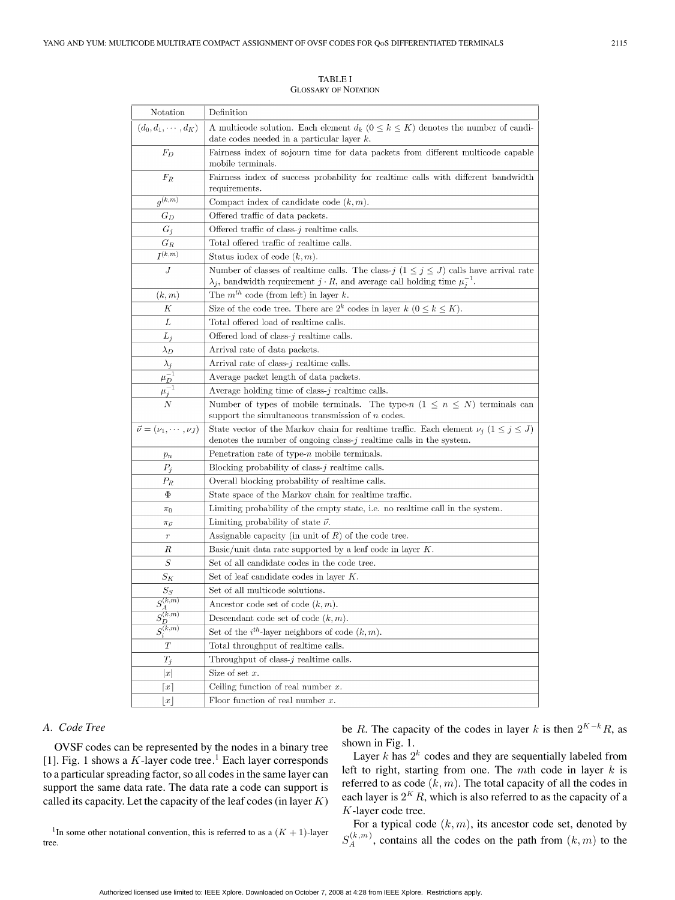TABLE I
GLOSSARY OF NOTATION

| Notation | Definition |
|---|---|
| $(d_0, d_1, \cdots, d_K)$ | A multicode solution. Each element $d_k$ $(0 \le k \le K)$ denotes the number of candidate codes needed in a particular layer $k$. |
| $F_D$ | Fairness index of sojourn time for data packets from different multicode capable mobile terminals. |
| $F_R$ | Fairness index of success probability for realtime calls with different bandwidth requirements. |
| $g^{(k,m)}$ | Compact index of candidate code $(k, m)$. |
| $G_D$ | Offered traffic of data packets. |
| $G_j$ | Offered traffic of class-$j$ realtime calls. |
| $G_R$ | Total offered traffic of realtime calls. |
| $I^{(k,m)}$ | Status index of code $(k, m)$. |
| $J$ | Number of classes of realtime calls. The class-$j$ $(1 \le j \le J)$ calls have arrival rate $\lambda_j$, bandwidth requirement $j \cdot R$, and average call holding time $\mu_j^{-1}$. |
| $(k, m)$ | The $m^{th}$ code (from left) in layer $k$. |
| $K$ | Size of the code tree. There are $2^k$ codes in layer $k$ $(0 \le k \le K)$. |
| $L$ | Total offered load of realtime calls. |
| $L_j$ | Offered load of class-$j$ realtime calls. |
| $\lambda_D$ | Arrival rate of data packets. |
| $\lambda_j$ | Arrival rate of class-$j$ realtime calls. |
| $\mu_D^{-1}$ | Average packet length of data packets. |
| $\mu_j^{-1}$ | Average holding time of class-$j$ realtime calls. |
| $N$ | Number of types of mobile terminals. The type-$n$ $(1 \le n \le N)$ terminals can support the simultaneous transmission of $n$ codes. |
| $\vec{\nu} = (\nu_1, \cdots, \nu_J)$ | State vector of the Markov chain for realtime traffic. Each element $\nu_j$ $(1 \le j \le J)$ denotes the number of ongoing class-$j$ realtime calls in the system. |
| $p_n$ | Penetration rate of type-$n$ mobile terminals. |
| $P_j$ | Blocking probability of class-$j$ realtime calls. |
| $P_R$ | Overall blocking probability of realtime calls. |
| $\Phi$ | State space of the Markov chain for realtime traffic. |
| $\pi_0$ | Limiting probability of the empty state, i.e. no realtime call in the system. |
| $\pi_{\vec{\nu}}$ | Limiting probability of state $\vec{\nu}$. |
| $r$ | Assignable capacity (in unit of $R$) of the code tree. |
| $R$ | Basic/unit data rate supported by a leaf code in layer $K$. |
| $S$ | Set of all candidate codes in the code tree. |
| $S_K$ | Set of leaf candidate codes in layer $K$. |
| $S_S$ | Set of all multicode solutions. |
| $S_A^{(k,m)}$ | Ancestor code set of code $(k, m)$. |
| $S_D^{(k,m)}$ | Descendant code set of code $(k, m)$. |
| $S_i^{(k,m)}$ | Set of the $i^{th}$-layer neighbors of code $(k, m)$. |
| $T$ | Total throughput of realtime calls. |
| $T_j$ | Throughput of class-$j$ realtime calls. |
| $\lvert x \rvert$ | Size of set $x$. |
| $\lceil x \rceil$ | Ceiling function of real number $x$. |
| $\lfloor x \rfloor$ | Floor function of real number $x$. |

### A. Code Tree

OVSF codes can be represented by the nodes in a binary tree [1]. Fig. 1 shows a $K$-layer code tree.[1] Each layer corresponds to a particular spreading factor, so all codes in the same layer can support the same data rate. The data rate a code can support is called its capacity. Let the capacity of the leaf codes (in layer $K$) be $R$. The capacity of the codes in layer $k$ is then $2^{K-k}R$, as shown in Fig. 1.

Layer $k$ has $2^k$ codes and they are sequentially labeled from left to right, starting from one. The $m$th code in layer $k$ is referred to as code $(k, m)$. The total capacity of all the codes in each layer is $2^K R$, which is also referred to as the capacity of a $K$-layer code tree.

For a typical code $(k, m)$, its ancestor code set, denoted by $S_A^{(k,m)}$, contains all the codes on the path from $(k, m)$ to the

[1] In some other notational convention, this is referred to as a $(K+1)$-layer tree.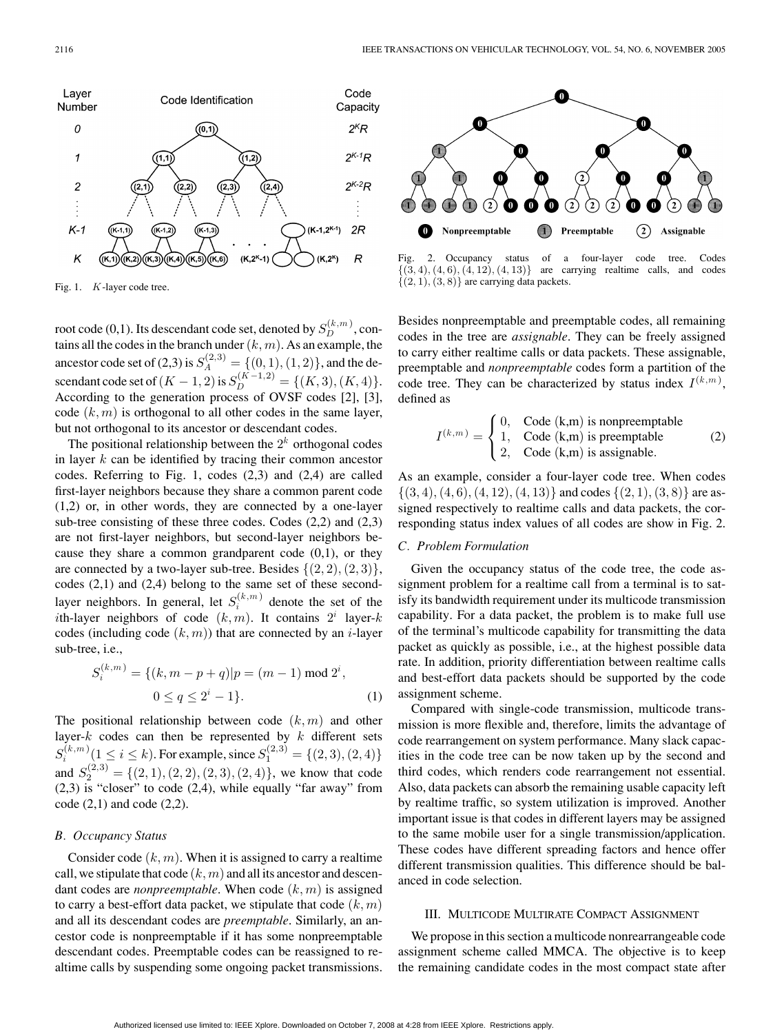Fig. 1. $K$-layer code tree.

Fig. 2. Occupancy status of a four-layer code tree. Codes $\{(3,4),(4,6),(4,12),(4,13)\}$ are carrying realtime calls, and codes $\{(2,1),(3,8)\}$ are carrying data packets.

root code (0,1). Its descendant code set, denoted by $S_D^{(k,m)}$, contains all the codes in the branch under $(k,m)$. As an example, the ancestor code set of (2,3) is $S_A^{(2,3)} = \{(0,1),(1,2)\}$, and the descendant code set of $(K-1,2)$ is $S_D^{(K-1,2)} = \{(K,3),(K,4)\}$. According to the generation process of OVSF codes [2], [3], code $(k,m)$ is orthogonal to all other codes in the same layer, but not orthogonal to its ancestor or descendant codes.

The positional relationship between the $2^k$ orthogonal codes in layer $k$ can be identified by tracing their common ancestor codes. Referring to Fig. 1, codes (2,3) and (2,4) are called first-layer neighbors because they share a common parent code (1,2) or, in other words, they are connected by a one-layer sub-tree consisting of these three codes. Codes (2,2) and (2,3) are not first-layer neighbors, but second-layer neighbors because they share a common grandparent code (0,1), or they are connected by a two-layer sub-tree. Besides $\{(2,2),(2,3)\}$, codes (2,1) and (2,4) belong to the same set of these second-layer neighbors. In general, let $S_i^{(k,m)}$ denote the set of the $i$th-layer neighbors of code $(k,m)$. It contains $2^i$ layer-$k$ codes (including code $(k,m)$) that are connected by an $i$-layer sub-tree, i.e.,

$$S_i^{(k,m)} = \{(k, m-p+q) | p = (m-1) \bmod 2^i, \; 0 \le q \le 2^i - 1\}. \quad (1)$$

The positional relationship between code $(k,m)$ and other layer-$k$ codes can then be represented by $k$ different sets $S_i^{(k,m)} (1 \le i \le k)$. For example, since $S_1^{(2,3)} = \{(2,3),(2,4)\}$ and $S_2^{(2,3)} = \{(2,1),(2,2),(2,3),(2,4)\}$, we know that code (2,3) is "closer" to code (2,4), while equally "far away" from code (2,1) and code (2,2).

### B. Occupancy Status

Consider code $(k,m)$. When it is assigned to carry a realtime call, we stipulate that code $(k,m)$ and all its ancestor and descendant codes are *nonpreemptable*. When code $(k,m)$ is assigned to carry a best-effort data packet, we stipulate that code $(k,m)$ and all its descendant codes are *preemptable*. Similarly, an ancestor code is nonpreemptable if it has some nonpreemptable descendant codes. Preemptable codes can be reassigned to realtime calls by suspending some ongoing packet transmissions. Besides nonpreemptable and preemptable codes, all remaining codes in the tree are *assignable*. They can be freely assigned to carry either realtime calls or data packets. These assignable, preemptable and *nonpreemptable* codes form a partition of the code tree. They can be characterized by status index $I^{(k,m)}$, defined as

$$I^{(k,m)} = \begin{cases} 0, & \text{Code (k,m) is nonpreemptable} \\ 1, & \text{Code (k,m) is preemptable} \\ 2, & \text{Code (k,m) is assignable.} \end{cases} \quad (2)$$

As an example, consider a four-layer code tree. When codes $\{(3,4),(4,6),(4,12),(4,13)\}$ and codes $\{(2,1),(3,8)\}$ are assigned respectively to realtime calls and data packets, the corresponding status index values of all codes are show in Fig. 2.

### C. Problem Formulation

Given the occupancy status of the code tree, the code assignment problem for a realtime call from a terminal is to satisfy its bandwidth requirement under its multicode transmission capability. For a data packet, the problem is to make full use of the terminal's multicode capability for transmitting the data packet as quickly as possible, i.e., at the highest possible data rate. In addition, priority differentiation between realtime calls and best-effort data packets should be supported by the code assignment scheme.

Compared with single-code transmission, multicode transmission is more flexible and, therefore, limits the advantage of code rearrangement on system performance. Many slack capacities in the code tree can be now taken up by the second and third codes, which renders code rearrangement not essential. Also, data packets can absorb the remaining usable capacity left by realtime traffic, so system utilization is improved. Another important issue is that codes in different layers may be assigned to the same mobile user for a single transmission/application. These codes have different spreading factors and hence offer different transmission qualities. This difference should be balanced in code selection.

## III. Multicode Multirate Compact Assignment

We propose in this section a multicode nonrearrangeable code assignment scheme called MMCA. The objective is to keep the remaining candidate codes in the most compact state after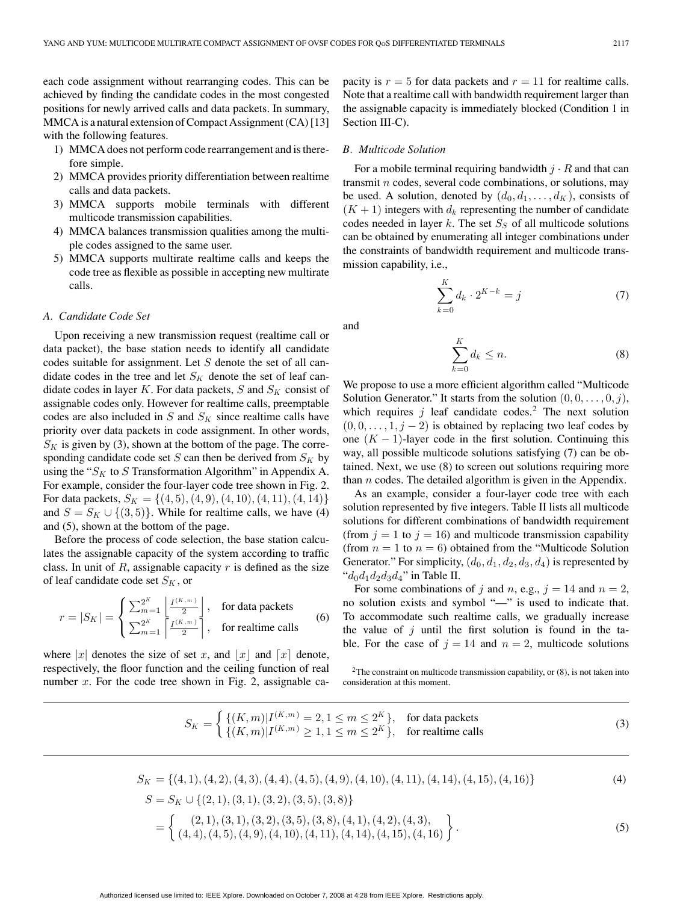each code assignment without rearranging codes. This can be achieved by finding the candidate codes in the most congested positions for newly arrived calls and data packets. In summary, MMCA is a natural extension of Compact Assignment (CA) [13] with the following features.

1) MMCA does not perform code rearrangement and is therefore simple.
2) MMCA provides priority differentiation between realtime calls and data packets.
3) MMCA supports mobile terminals with different multicode transmission capabilities.
4) MMCA balances transmission qualities among the multiple codes assigned to the same user.
5) MMCA supports multirate realtime calls and keeps the code tree as flexible as possible in accepting new multirate calls.

### A. Candidate Code Set

Upon receiving a new transmission request (realtime call or data packet), the base station needs to identify all candidate codes suitable for assignment. Let $S$ denote the set of all candidate codes in the tree and let $S_K$ denote the set of leaf candidate codes in layer $K$. For data packets, $S$ and $S_K$ consist of assignable codes only. However for realtime calls, preemptable codes are also included in $S$ and $S_K$ since realtime calls have priority over data packets in code assignment. In other words, $S_K$ is given by (3), shown at the bottom of the page. The corresponding candidate code set $S$ can then be derived from $S_K$ by using the "$S_K$ to $S$ Transformation Algorithm" in Appendix A. For example, consider the four-layer code tree shown in Fig. 2. For data packets, $S_K = \{(4,5),(4,9),(4,10),(4,11),(4,14)\}$ and $S = S_K \cup \{(3,5)\}$. While for realtime calls, we have (4) and (5), shown at the bottom of the page.

Before the process of code selection, the base station calculates the assignable capacity of the system according to traffic class. In unit of $R$, assignable capacity $r$ is defined as the size of leaf candidate code set $S_K$, or

$$r = |S_K| = \begin{cases} \sum_{m=1}^{2^K} \left\lfloor \frac{I^{(K,m)}}{2} \right\rfloor, & \text{for data packets} \\ \sum_{m=1}^{2^K} \left\lceil \frac{I^{(K,m)}}{2} \right\rceil, & \text{for realtime calls} \end{cases} \tag{6}$$

where $|x|$ denotes the size of set $x$, and $\lfloor x \rfloor$ and $\lceil x \rceil$ denote, respectively, the floor function and the ceiling function of real number $x$. For the code tree shown in Fig. 2, assignable capacity is $r = 5$ for data packets and $r = 11$ for realtime calls. Note that a realtime call with bandwidth requirement larger than the assignable capacity is immediately blocked (Condition 1 in Section III-C).

### B. Multicode Solution

For a mobile terminal requiring bandwidth $j \cdot R$ and that can transmit $n$ codes, several code combinations, or solutions, may be used. A solution, denoted by $(d_0, d_1, \ldots, d_K)$, consists of $(K+1)$ integers with $d_k$ representing the number of candidate codes needed in layer $k$. The set $S_S$ of all multicode solutions can be obtained by enumerating all integer combinations under the constraints of bandwidth requirement and multicode transmission capability, i.e.,

$$\sum_{k=0}^{K} d_k \cdot 2^{K-k} = j \tag{7}$$

and

$$\sum_{k=0}^{K} d_k \leq n. \tag{8}$$

We propose to use a more efficient algorithm called "Multicode Solution Generator." It starts from the solution $(0, 0, \ldots, 0, j)$, which requires $j$ leaf candidate codes.[2] The next solution $(0, 0, \ldots, 1, j-2)$ is obtained by replacing two leaf codes by one $(K-1)$-layer code in the first solution. Continuing this way, all possible multicode solutions satisfying (7) can be obtained. Next, we use (8) to screen out solutions requiring more than $n$ codes. The detailed algorithm is given in the Appendix.

As an example, consider a four-layer code tree with each solution represented by five integers. Table II lists all multicode solutions for different combinations of bandwidth requirement (from $j = 1$ to $j = 16$) and multicode transmission capability (from $n = 1$ to $n = 6$) obtained from the "Multicode Solution Generator." For simplicity, $(d_0, d_1, d_2, d_3, d_4)$ is represented by "$d_0d_1d_2d_3d_4$" in Table II.

For some combinations of $j$ and $n$, e.g., $j = 14$ and $n = 2$, no solution exists and symbol "—" is used to indicate that. To accommodate such realtime calls, we gradually increase the value of $j$ until the first solution is found in the table. For the case of $j = 14$ and $n = 2$, multicode solutions

[2] The constraint on multicode transmission capability, or (8), is not taken into consideration at this moment.

$$S_K = \begin{cases} \{(K,m) | I^{(K,m)} = 2, 1 \leq m \leq 2^K\}, & \text{for data packets} \\ \{(K,m) | I^{(K,m)} \geq 1, 1 \leq m \leq 2^K\}, & \text{for realtime calls} \end{cases} \tag{3}$$

$$S_K = \{(4,1),(4,2),(4,3),(4,4),(4,5),(4,9),(4,10),(4,11),(4,14),(4,15),(4,16)\} \tag{4}$$

$$\begin{aligned} S &= S_K \cup \{(2,1),(3,1),(3,2),(3,5),(3,8)\} \\ &= \left\{ \begin{array}{c} (2,1),(3,1),(3,2),(3,5),(3,8),(4,1),(4,2),(4,3), \\ (4,4),(4,5),(4,9),(4,10),(4,11),(4,14),(4,15),(4,16) \end{array} \right\}. \end{aligned} \tag{5}$$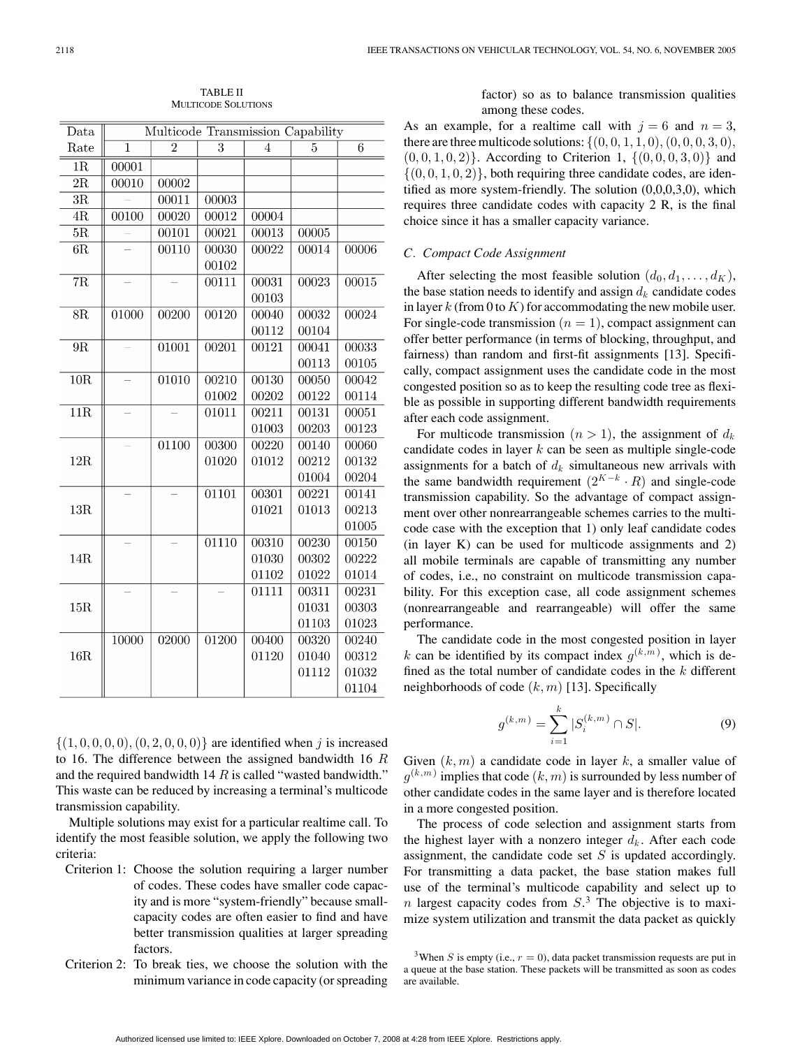TABLE II
MULTICODE SOLUTIONS

| Data Rate | Multicode Transmission Capability | | | | | |
|---|---|---|---|---|---|---|
| | 1 | 2 | 3 | 4 | 5 | 6 |
| 1R | 00001 | | | | | |
| 2R | 00010 | 00002 | | | | |
| 3R | – | 00011 | 00003 | | | |
| 4R | 00100 | 00020 | 00012 | 00004 | | |
| 5R | – | 00101 | 00021 | 00013 | 00005 | |
| 6R | – | 00110 | 00030<br>00102 | 00022 | 00014 | 00006 |
| 7R | – | – | 00111 | 00031<br>00103 | 00023 | 00015 |
| 8R | 01000 | 00200 | 00120 | 00040<br>00112 | 00032<br>00104 | 00024 |
| 9R | – | 01001 | 00201 | 00121 | 00041<br>00113 | 00033<br>00105 |
| 10R | – | 01010 | 00210<br>01002 | 00130<br>00202 | 00050<br>00122 | 00042<br>00114 |
| 11R | – | – | 01011 | 00211<br>01003 | 00131<br>00203 | 00051<br>00123 |
| 12R | – | 01100 | 00300<br>01020 | 00220<br>01012 | 00140<br>00212<br>01004 | 00060<br>00132<br>00204 |
| 13R | – | – | 01101 | 00301<br>01021 | 00221<br>01013 | 00141<br>00213<br>01005 |
| 14R | – | – | 01110 | 00310<br>01030<br>01102 | 00230<br>00302<br>01022 | 00150<br>00222<br>01014 |
| 15R | – | – | – | 01111 | 00311<br>01031<br>01103 | 00231<br>00303<br>01023 |
| 16R | 10000 | 02000 | 01200 | 00400<br>01120 | 00320<br>01040<br>01112 | 00240<br>00312<br>01032<br>01104 |

$\{(1,0,0,0,0),(0,2,0,0,0)\}$ are identified when $j$ is increased to 16. The difference between the assigned bandwidth 16 $R$ and the required bandwidth 14 $R$ is called "wasted bandwidth." This waste can be reduced by increasing a terminal's multicode transmission capability.

Multiple solutions may exist for a particular realtime call. To identify the most feasible solution, we apply the following two criteria:

Criterion 1: Choose the solution requiring a larger number of codes. These codes have smaller code capacity and is more "system-friendly" because small-capacity codes are often easier to find and have better transmission qualities at larger spreading factors.

Criterion 2: To break ties, we choose the solution with the minimum variance in code capacity (or spreading factor) so as to balance transmission qualities among these codes.

As an example, for a realtime call with $j = 6$ and $n = 3$, there are three multicode solutions: $\{(0,0,1,1,0),(0,0,0,3,0),(0,0,1,0,2)\}$. According to Criterion 1, $\{(0,0,0,3,0)\}$ and $\{(0,0,1,0,2)\}$, both requiring three candidate codes, are identified as more system-friendly. The solution (0,0,0,3,0), which requires three candidate codes with capacity 2 R, is the final choice since it has a smaller capacity variance.

### C. Compact Code Assignment

After selecting the most feasible solution $(d_0, d_1, \ldots, d_K)$, the base station needs to identify and assign $d_k$ candidate codes in layer $k$ (from 0 to $K$) for accommodating the new mobile user. For single-code transmission ($n = 1$), compact assignment can offer better performance (in terms of blocking, throughput, and fairness) than random and first-fit assignments [13]. Specifically, compact assignment uses the candidate code in the most congested position so as to keep the resulting code tree as flexible as possible in supporting different bandwidth requirements after each code assignment.

For multicode transmission ($n > 1$), the assignment of $d_k$ candidate codes in layer $k$ can be seen as multiple single-code assignments for a batch of $d_k$ simultaneous new arrivals with the same bandwidth requirement ($2^{K-k} \cdot R$) and single-code transmission capability. So the advantage of compact assignment over other nonrearrangeable schemes carries to the multicode case with the exception that 1) only leaf candidate codes (in layer K) can be used for multicode assignments and 2) all mobile terminals are capable of transmitting any number of codes, i.e., no constraint on multicode transmission capability. For this exception case, all code assignment schemes (nonrearrangeable and rearrangeable) will offer the same performance.

The candidate code in the most congested position in layer $k$ can be identified by its compact index $g^{(k,m)}$, which is defined as the total number of candidate codes in the $k$ different neighborhoods of code $(k,m)$ [13]. Specifically

$$g^{(k,m)} = \sum_{i=1}^{k} |S_i^{(k,m)} \cap S|. \tag{9}$$

Given $(k,m)$ a candidate code in layer $k$, a smaller value of $g^{(k,m)}$ implies that code $(k,m)$ is surrounded by less number of other candidate codes in the same layer and is therefore located in a more congested position.

The process of code selection and assignment starts from the highest layer with a nonzero integer $d_k$. After each code assignment, the candidate code set $S$ is updated accordingly. For transmitting a data packet, the base station makes full use of the terminal's multicode capability and select up to $n$ largest capacity codes from $S$.[3] The objective is to maximize system utilization and transmit the data packet as quickly

[3] When $S$ is empty (i.e., $r = 0$), data packet transmission requests are put in a queue at the base station. These packets will be transmitted as soon as codes are available.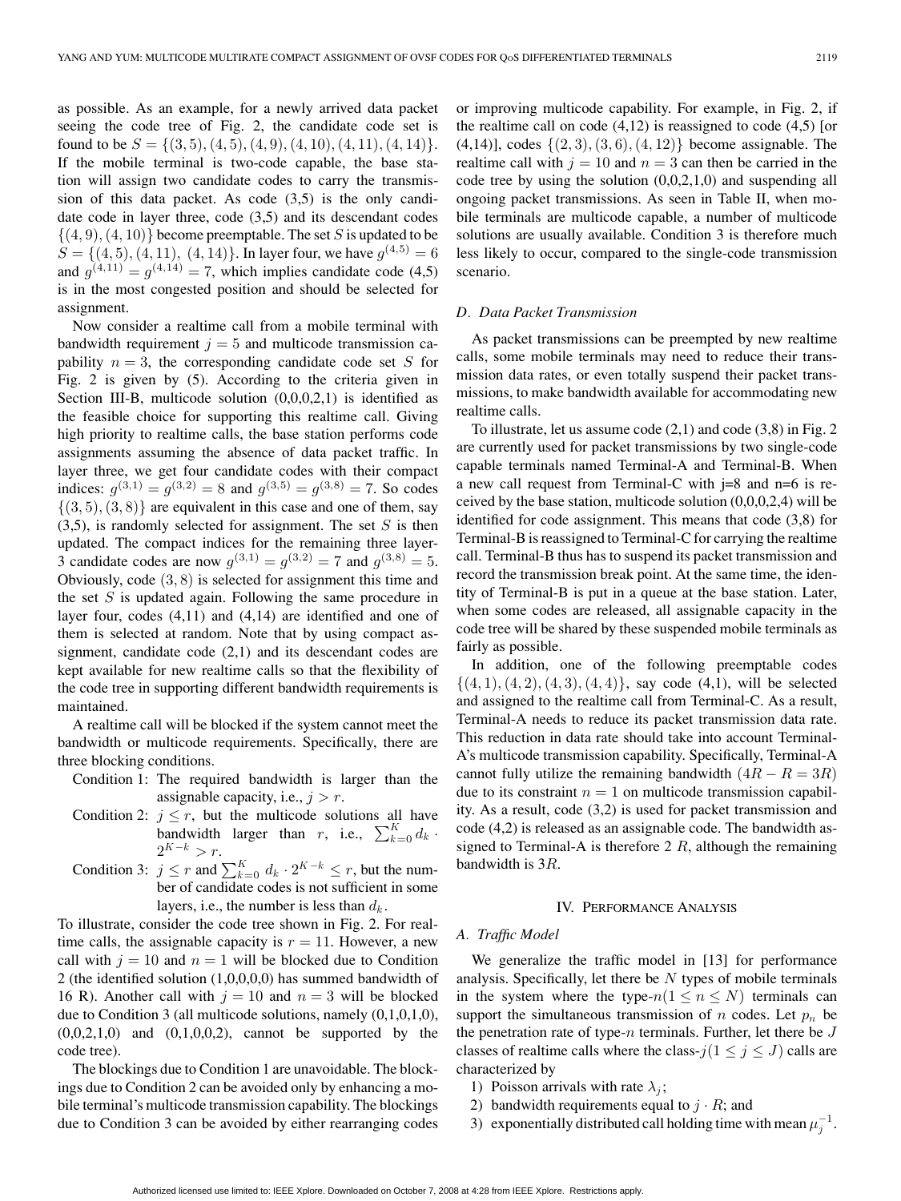as possible. As an example, for a newly arrived data packet seeing the code tree of Fig. 2, the candidate code set is found to be $S = \{(3,5), (4,5), (4,9), (4,10), (4,11), (4,14)\}$. If the mobile terminal is two-code capable, the base station will assign two candidate codes to carry the transmission of this data packet. As code (3,5) is the only candidate code in layer three, code (3,5) and its descendant codes $\{(4,9), (4,10)\}$ become preemptable. The set $S$ is updated to be $S = \{(4,5), (4,11), (4,14)\}$. In layer four, we have $g^{(4,5)} = 6$ and $g^{(4,11)} = g^{(4,14)} = 7$, which implies candidate code (4,5) is in the most congested position and should be selected for assignment.

Now consider a realtime call from a mobile terminal with bandwidth requirement $j = 5$ and multicode transmission capability $n = 3$, the corresponding candidate code set $S$ for Fig. 2 is given by (5). According to the criteria given in Section III-B, multicode solution (0,0,0,2,1) is identified as the feasible choice for supporting this realtime call. Giving high priority to realtime calls, the base station performs code assignments assuming the absence of data packet traffic. In layer three, we get four candidate codes with their compact indices: $g^{(3,1)} = g^{(3,2)} = 8$ and $g^{(3,5)} = g^{(3,8)} = 7$. So codes $\{(3,5), (3,8)\}$ are equivalent in this case and one of them, say (3,5), is randomly selected for assignment. The set $S$ is then updated. The compact indices for the remaining three layer-3 candidate codes are now $g^{(3,1)} = g^{(3,2)} = 7$ and $g^{(3,8)} = 5$. Obviously, code $(3,8)$ is selected for assignment this time and the set $S$ is updated again. Following the same procedure in layer four, codes (4,11) and (4,14) are identified and one of them is selected at random. Note that by using compact assignment, candidate code (2,1) and its descendant codes are kept available for new realtime calls so that the flexibility of the code tree in supporting different bandwidth requirements is maintained.

A realtime call will be blocked if the system cannot meet the bandwidth or multicode requirements. Specifically, there are three blocking conditions.

- Condition 1: The required bandwidth is larger than the assignable capacity, i.e., $j > r$.
- Condition 2: $j \le r$, but the multicode solutions all have bandwidth larger than $r$, i.e., $\sum_{k=0}^{K} d_k \cdot 2^{K-k} > r$.
- Condition 3: $j \le r$ and $\sum_{k=0}^{K} d_k \cdot 2^{K-k} \le r$, but the number of candidate codes is not sufficient in some layers, i.e., the number is less than $d_k$.

To illustrate, consider the code tree shown in Fig. 2. For realtime calls, the assignable capacity is $r = 11$. However, a new call with $j = 10$ and $n = 1$ will be blocked due to Condition 2 (the identified solution (1,0,0,0,0) has summed bandwidth of 16 R). Another call with $j = 10$ and $n = 3$ will be blocked due to Condition 3 (all multicode solutions, namely (0,1,0,1,0), (0,0,2,1,0) and (0,1,0,0,2), cannot be supported by the code tree).

The blockings due to Condition 1 are unavoidable. The blockings due to Condition 2 can be avoided only by enhancing a mobile terminal's multicode transmission capability. The blockings due to Condition 3 can be avoided by either rearranging codes or improving multicode capability. For example, in Fig. 2, if the realtime call on code (4,12) is reassigned to code (4,5) [or (4,14)], codes $\{(2,3), (3,6), (4,12)\}$ become assignable. The realtime call with $j = 10$ and $n = 3$ can then be carried in the code tree by using the solution (0,0,2,1,0) and suspending all ongoing packet transmissions. As seen in Table II, when mobile terminals are multicode capable, a number of multicode solutions are usually available. Condition 3 is therefore much less likely to occur, compared to the single-code transmission scenario.

### D. Data Packet Transmission

As packet transmissions can be preempted by new realtime calls, some mobile terminals may need to reduce their transmission data rates, or even totally suspend their packet transmissions, to make bandwidth available for accommodating new realtime calls.

To illustrate, let us assume code (2,1) and code (3,8) in Fig. 2 are currently used for packet transmissions by two single-code capable terminals named Terminal-A and Terminal-B. When a new call request from Terminal-C with j=8 and n=6 is received by the base station, multicode solution (0,0,0,2,4) will be identified for code assignment. This means that code (3,8) for Terminal-B is reassigned to Terminal-C for carrying the realtime call. Terminal-B thus has to suspend its packet transmission and record the transmission break point. At the same time, the identity of Terminal-B is put in a queue at the base station. Later, when some codes are released, all assignable capacity in the code tree will be shared by these suspended mobile terminals as fairly as possible.

In addition, one of the following preemptable codes $\{(4,1), (4,2), (4,3), (4,4)\}$, say code (4,1), will be selected and assigned to the realtime call from Terminal-C. As a result, Terminal-A needs to reduce its packet transmission data rate. This reduction in data rate should take into account Terminal-A's multicode transmission capability. Specifically, Terminal-A cannot fully utilize the remaining bandwidth $(4R - R = 3R)$ due to its constraint $n = 1$ on multicode transmission capability. As a result, code (3,2) is used for packet transmission and code (4,2) is released as an assignable code. The bandwidth assigned to Terminal-A is therefore 2 $R$, although the remaining bandwidth is $3R$.

## IV. Performance Analysis

### A. Traffic Model

We generalize the traffic model in [13] for performance analysis. Specifically, let there be $N$ types of mobile terminals in the system where the type-$n(1 \le n \le N)$ terminals can support the simultaneous transmission of $n$ codes. Let $p_n$ be the penetration rate of type-$n$ terminals. Further, let there be $J$ classes of realtime calls where the class-$j(1 \le j \le J)$ calls are characterized by

1) Poisson arrivals with rate $\lambda_j$;
2) bandwidth requirements equal to $j \cdot R$; and
3) exponentially distributed call holding time with mean $\mu_j^{-1}$.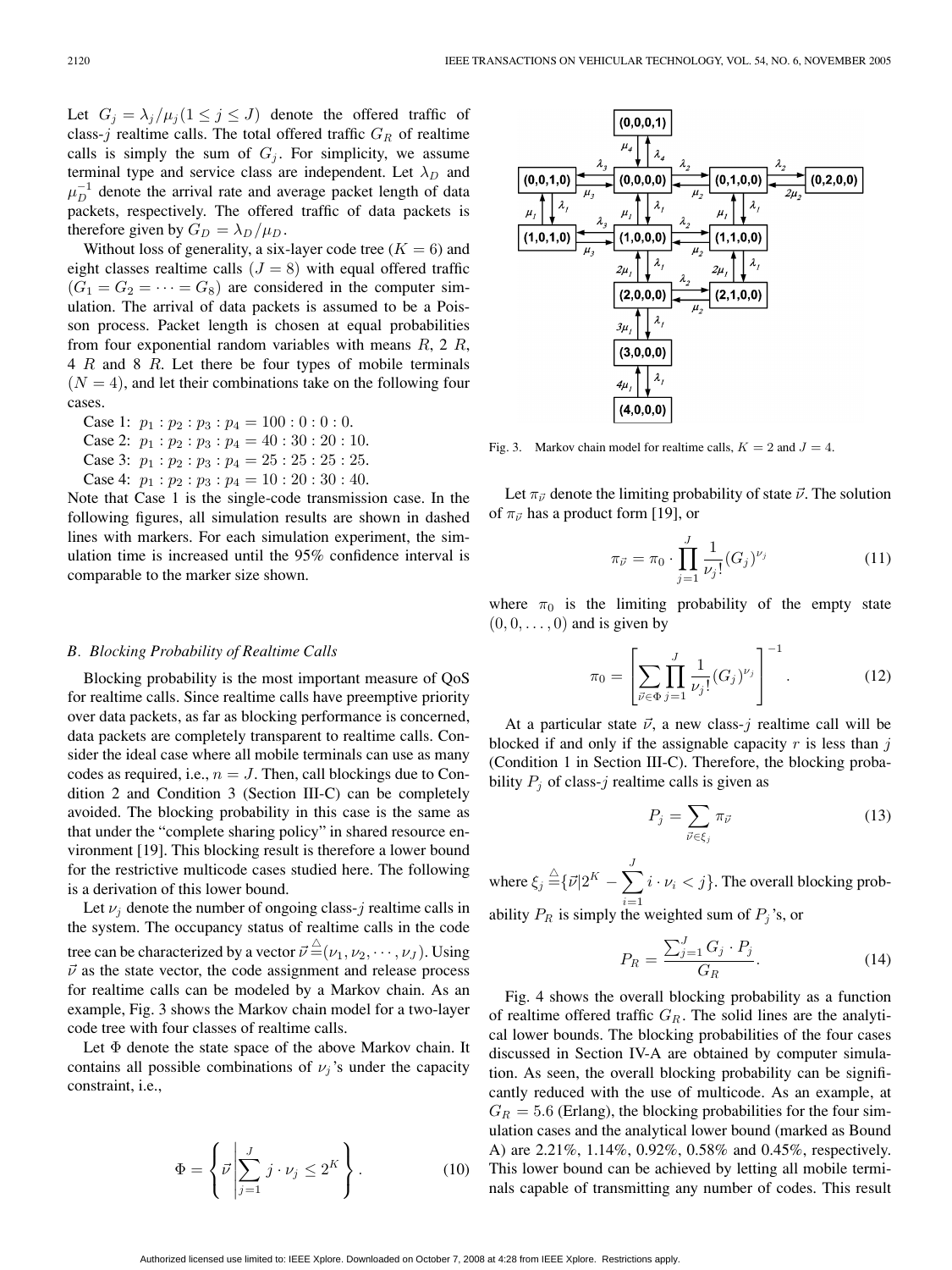Let $G_j = \lambda_j/\mu_j (1 \leq j \leq J)$ denote the offered traffic of class-$j$ realtime calls. The total offered traffic $G_R$ of realtime calls is simply the sum of $G_j$. For simplicity, we assume terminal type and service class are independent. Let $\lambda_D$ and $\mu_D^{-1}$ denote the arrival rate and average packet length of data packets, respectively. The offered traffic of data packets is therefore given by $G_D = \lambda_D/\mu_D$.

Without loss of generality, a six-layer code tree ($K = 6$) and eight classes realtime calls ($J = 8$) with equal offered traffic ($G_1 = G_2 = \cdots = G_8$) are considered in the computer simulation. The arrival of data packets is assumed to be a Poisson process. Packet length is chosen at equal probabilities from four exponential random variables with means $R$, 2 $R$, 4 $R$ and 8 $R$. Let there be four types of mobile terminals ($N = 4$), and let their combinations take on the following four cases.

Case 1: $p_1 : p_2 : p_3 : p_4 = 100 : 0 : 0 : 0$.
Case 2: $p_1 : p_2 : p_3 : p_4 = 40 : 30 : 20 : 10$.
Case 3: $p_1 : p_2 : p_3 : p_4 = 25 : 25 : 25 : 25$.
Case 4: $p_1 : p_2 : p_3 : p_4 = 10 : 20 : 30 : 40$.

Note that Case 1 is the single-code transmission case. In the following figures, all simulation results are shown in dashed lines with markers. For each simulation experiment, the simulation time is increased until the 95% confidence interval is comparable to the marker size shown.

### *B. Blocking Probability of Realtime Calls*

Blocking probability is the most important measure of QoS for realtime calls. Since realtime calls have preemptive priority over data packets, as far as blocking performance is concerned, data packets are completely transparent to realtime calls. Consider the ideal case where all mobile terminals can use as many codes as required, i.e., $n = J$. Then, call blockings due to Condition 2 and Condition 3 (Section III-C) can be completely avoided. The blocking probability in this case is the same as that under the "complete sharing policy" in shared resource environment [19]. This blocking result is therefore a lower bound for the restrictive multicode cases studied here. The following is a derivation of this lower bound.

Let $\nu_j$ denote the number of ongoing class-$j$ realtime calls in the system. The occupancy status of realtime calls in the code tree can be characterized by a vector $\vec{\nu} \triangleq (\nu_1, \nu_2, \cdots, \nu_J)$. Using $\vec{\nu}$ as the state vector, the code assignment and release process for realtime calls can be modeled by a Markov chain. As an example, Fig. 3 shows the Markov chain model for a two-layer code tree with four classes of realtime calls.

Let $\Phi$ denote the state space of the above Markov chain. It contains all possible combinations of $\nu_j$'s under the capacity constraint, i.e.,

$$\Phi = \left\{ \vec{\nu} \left| \sum_{j=1}^{J} j \cdot \nu_j \leq 2^K \right. \right\}. \tag{10}$$

Fig. 3. Markov chain model for realtime calls, $K = 2$ and $J = 4$.

Let $\pi_{\vec{\nu}}$ denote the limiting probability of state $\vec{\nu}$. The solution of $\pi_{\vec{\nu}}$ has a product form [19], or

$$\pi_{\vec{\nu}} = \pi_0 \cdot \prod_{j=1}^{J} \frac{1}{\nu_j!} (G_j)^{\nu_j} \tag{11}$$

where $\pi_0$ is the limiting probability of the empty state $(0, 0, \ldots, 0)$ and is given by

$$\pi_0 = \left[ \sum_{\vec{\nu} \in \Phi} \prod_{j=1}^{J} \frac{1}{\nu_j!} (G_j)^{\nu_j} \right]^{-1}. \tag{12}$$

At a particular state $\vec{\nu}$, a new class-$j$ realtime call will be blocked if and only if the assignable capacity $r$ is less than $j$ (Condition 1 in Section III-C). Therefore, the blocking probability $P_j$ of class-$j$ realtime calls is given as

$$P_j = \sum_{\vec{\nu} \in \xi_j} \pi_{\vec{\nu}} \tag{13}$$

where $\xi_j \triangleq \{\vec{\nu} | 2^K - \sum_{i=1}^{J} i \cdot \nu_i < j\}$. The overall blocking probability $P_R$ is simply the weighted sum of $P_j$'s, or

$$P_R = \frac{\sum_{j=1}^{J} G_j \cdot P_j}{G_R}. \tag{14}$$

Fig. 4 shows the overall blocking probability as a function of realtime offered traffic $G_R$. The solid lines are the analytical lower bounds. The blocking probabilities of the four cases discussed in Section IV-A are obtained by computer simulation. As seen, the overall blocking probability can be significantly reduced with the use of multicode. As an example, at $G_R = 5.6$ (Erlang), the blocking probabilities for the four simulation cases and the analytical lower bound (marked as Bound A) are 2.21%, 1.14%, 0.92%, 0.58% and 0.45%, respectively. This lower bound can be achieved by letting all mobile terminals capable of transmitting any number of codes. This result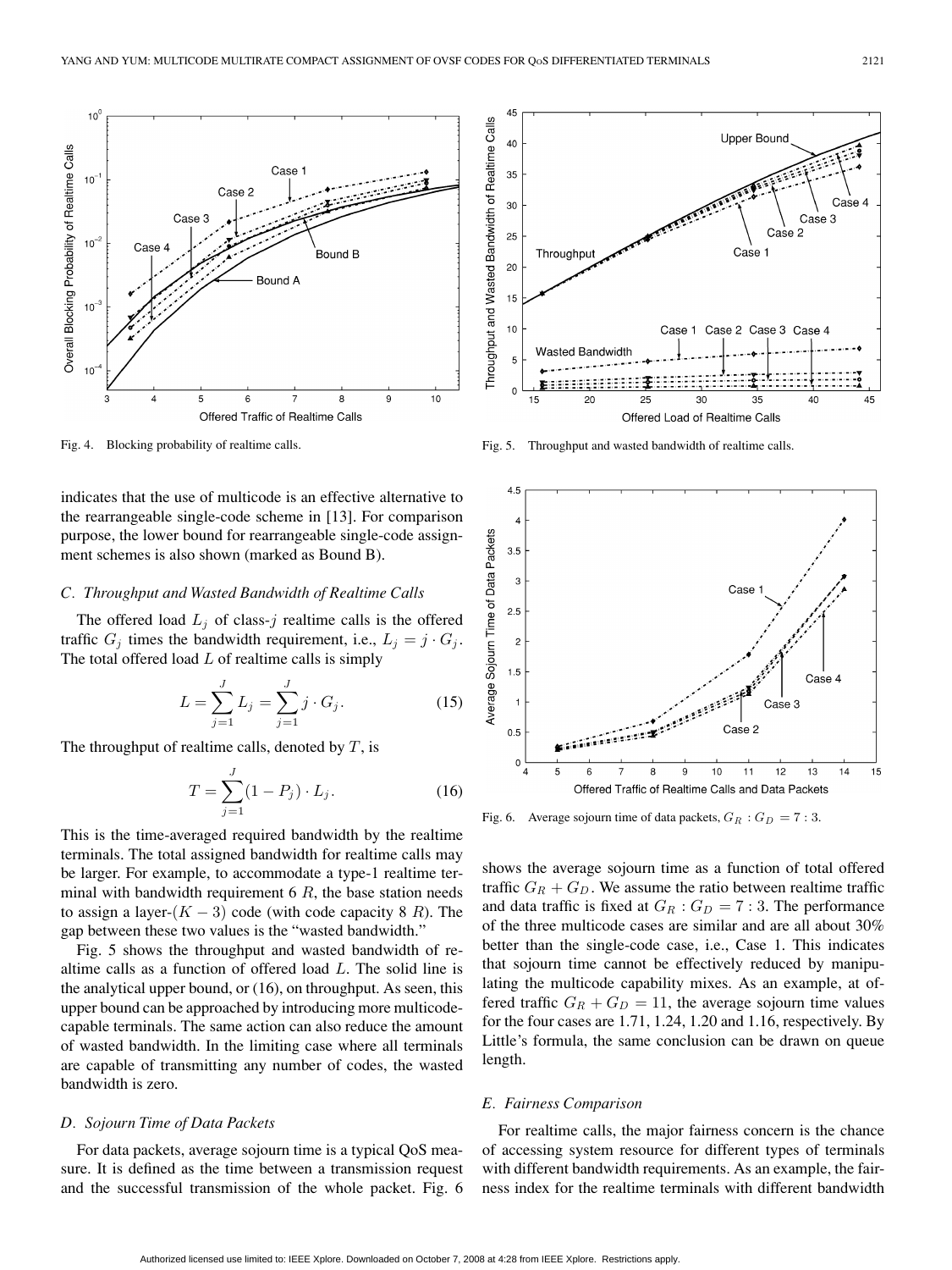Fig. 4. Blocking probability of realtime calls.

Fig. 5. Throughput and wasted bandwidth of realtime calls.

indicates that the use of multicode is an effective alternative to the rearrangeable single-code scheme in [13]. For comparison purpose, the lower bound for rearrangeable single-code assignment schemes is also shown (marked as Bound B).

### C. Throughput and Wasted Bandwidth of Realtime Calls

The offered load $L_j$ of class-$j$ realtime calls is the offered traffic $G_j$ times the bandwidth requirement, i.e., $L_j = j \cdot G_j$. The total offered load $L$ of realtime calls is simply

$$L = \sum_{j=1}^{J} L_j = \sum_{j=1}^{J} j \cdot G_j. \tag{15}$$

The throughput of realtime calls, denoted by $T$, is

$$T = \sum_{j=1}^{J} (1 - P_j) \cdot L_j. \tag{16}$$

This is the time-averaged required bandwidth by the realtime terminals. The total assigned bandwidth for realtime calls may be larger. For example, to accommodate a type-1 realtime terminal with bandwidth requirement 6 $R$, the base station needs to assign a layer-$(K-3)$ code (with code capacity 8 $R$). The gap between these two values is the "wasted bandwidth."

Fig. 5 shows the throughput and wasted bandwidth of realtime calls as a function of offered load $L$. The solid line is the analytical upper bound, or (16), on throughput. As seen, this upper bound can be approached by introducing more multicode-capable terminals. The same action can also reduce the amount of wasted bandwidth. In the limiting case where all terminals are capable of transmitting any number of codes, the wasted bandwidth is zero.

### D. Sojourn Time of Data Packets

For data packets, average sojourn time is a typical QoS measure. It is defined as the time between a transmission request and the successful transmission of the whole packet. Fig. 6 shows the average sojourn time as a function of total offered traffic $G_R + G_D$. We assume the ratio between realtime traffic and data traffic is fixed at $G_R : G_D = 7 : 3$. The performance of the three multicode cases are similar and are all about 30% better than the single-code case, i.e., Case 1. This indicates that sojourn time cannot be effectively reduced by manipulating the multicode capability mixes. As an example, at offered traffic $G_R + G_D = 11$, the average sojourn time values for the four cases are 1.71, 1.24, 1.20 and 1.16, respectively. By Little's formula, the same conclusion can be drawn on queue length.

Fig. 6. Average sojourn time of data packets, $G_R : G_D = 7 : 3$.

### E. Fairness Comparison

For realtime calls, the major fairness concern is the chance of accessing system resource for different types of terminals with different bandwidth requirements. As an example, the fairness index for the realtime terminals with different bandwidth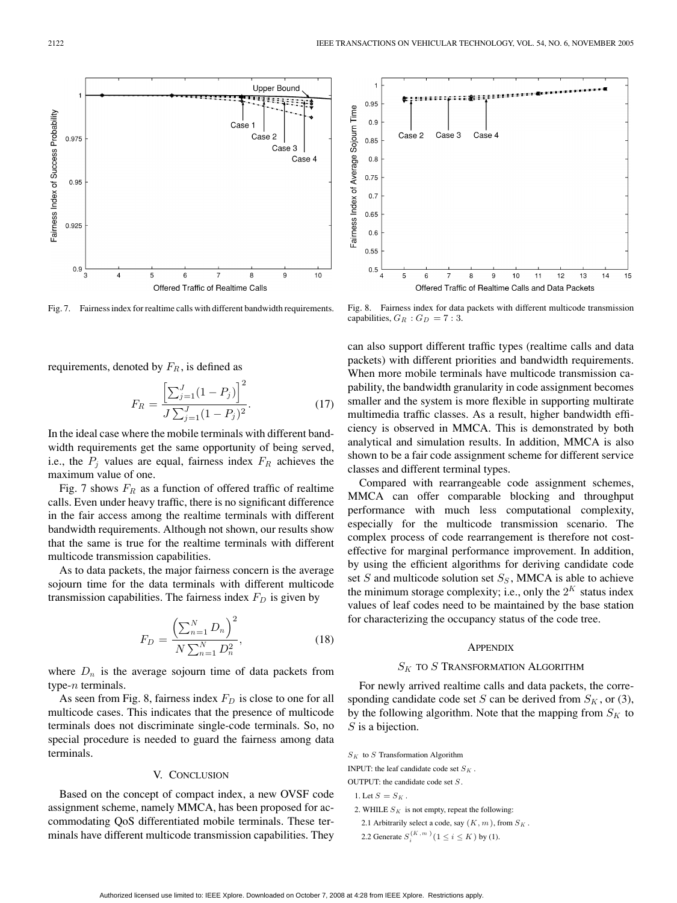Fig. 7. Fairness index for realtime calls with different bandwidth requirements.

Fig. 8. Fairness index for data packets with different multicode transmission capabilities, $G_R : G_D = 7 : 3$.

requirements, denoted by $F_R$, is defined as

$$F_R = \frac{\left[\sum_{j=1}^{J}(1-P_j)\right]^2}{J\sum_{j=1}^{J}(1-P_j)^2}. \tag{17}$$

In the ideal case where the mobile terminals with different bandwidth requirements get the same opportunity of being served, i.e., the $P_j$ values are equal, fairness index $F_R$ achieves the maximum value of one.

Fig. 7 shows $F_R$ as a function of offered traffic of realtime calls. Even under heavy traffic, there is no significant difference in the fair access among the realtime terminals with different bandwidth requirements. Although not shown, our results show that the same is true for the realtime terminals with different multicode transmission capabilities.

As to data packets, the major fairness concern is the average sojourn time for the data terminals with different multicode transmission capabilities. The fairness index $F_D$ is given by

$$F_D = \frac{\left(\sum_{n=1}^{N} D_n\right)^2}{N\sum_{n=1}^{N} D_n^2}, \tag{18}$$

where $D_n$ is the average sojourn time of data packets from type-$n$ terminals.

As seen from Fig. 8, fairness index $F_D$ is close to one for all multicode cases. This indicates that the presence of multicode terminals does not discriminate single-code terminals. So, no special procedure is needed to guard the fairness among data terminals.

## V. Conclusion

Based on the concept of compact index, a new OVSF code assignment scheme, namely MMCA, has been proposed for accommodating QoS differentiated mobile terminals. These terminals have different multicode transmission capabilities. They can also support different traffic types (realtime calls and data packets) with different priorities and bandwidth requirements. When more mobile terminals have multicode transmission capability, the bandwidth granularity in code assignment becomes smaller and the system is more flexible in supporting multirate multimedia traffic classes. As a result, higher bandwidth efficiency is observed in MMCA. This is demonstrated by both analytical and simulation results. In addition, MMCA is also shown to be a fair code assignment scheme for different service classes and different terminal types.

Compared with rearrangeable code assignment schemes, MMCA can offer comparable blocking and throughput performance with much less computational complexity, especially for the multicode transmission scenario. The complex process of code rearrangement is therefore not cost-effective for marginal performance improvement. In addition, by using the efficient algorithms for deriving candidate code set $S$ and multicode solution set $S_S$, MMCA is able to achieve the minimum storage complexity; i.e., only the $2^K$ status index values of leaf codes need to be maintained by the base station for characterizing the occupancy status of the code tree.

## Appendix

### $S_K$ to $S$ Transformation Algorithm

For newly arrived realtime calls and data packets, the corresponding candidate code set $S$ can be derived from $S_K$, or (3), by the following algorithm. Note that the mapping from $S_K$ to $S$ is a bijection.

$S_K$ to $S$ Transformation Algorithm

INPUT: the leaf candidate code set $S_K$.

OUTPUT: the candidate code set $S$.

1. Let $S = S_K$.
2. WHILE $S_K$ is not empty, repeat the following:
   2.1 Arbitrarily select a code, say $(K, m)$, from $S_K$.
   2.2 Generate $S_i^{(K,m)}$ $(1 \le i \le K)$ by (1).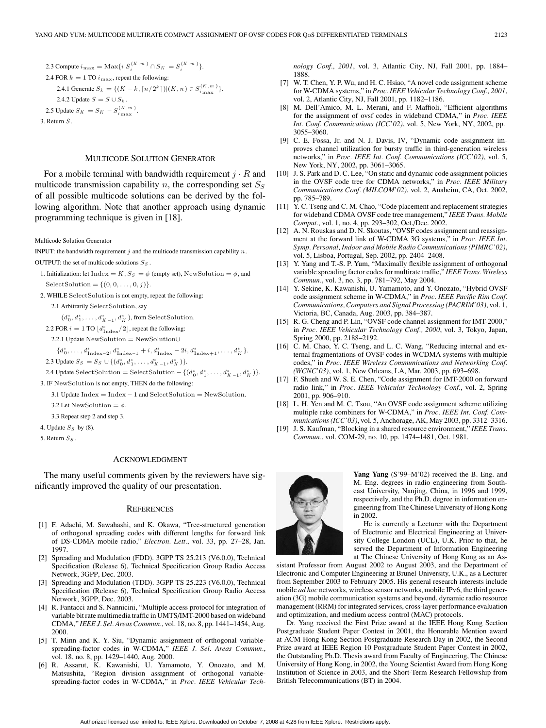2.3 Compute $i_{\max} = \mathrm{Max}\{i | S_i^{(K,m)} \cap S_K = S_i^{(K,m)}\}$.

2.4 FOR $k = 1$ TO $i_{\max}$, repeat the following:

2.4.1 Generate $S_k = \{(K-k, \lceil n/2^k \rceil) | (K,n) \in S_{i_{\max}}^{(K,m)}\}$.

2.4.2 Update $S = S \cup S_k$.

2.5 Update $S_K = S_K - S_{i_{\max}}^{(K,m)}$.

3. Return $S$.

## Multicode Solution Generator

For a mobile terminal with bandwidth requirement $j \cdot R$ and multicode transmission capability $n$, the corresponding set $S_S$ of all possible multicode solutions can be derived by the following algorithm. Note that another approach using dynamic programming technique is given in [18].

Multicode Solution Generator

INPUT: the bandwidth requirement $j$ and the multicode transmission capability $n$.

OUTPUT: the set of multicode solutions $S_S$.

1. Initialization: let $\mathrm{Index} = K$, $S_S = \phi$ (empty set), $\mathrm{NewSolution} = \phi$, and $\mathrm{SelectSolution} = \{(0, 0, \ldots, 0, j)\}$.
2. WHILE SelectSolution is not empty, repeat the following:

   2.1 Arbitrarily SelectSolution, say

   $(d_0^*, d_1^*, \ldots, d_{K-1}^*, d_K^*)$, from SelectSolution.

   2.2 FOR $i = 1$ TO $\lfloor d_{\mathrm{Index}}^*/2 \rfloor$, repeat the following:

   2.2.1 Update $\mathrm{NewSolution} = \mathrm{NewSolution} \cup$

   $\{d_0^*, \ldots, d_{\mathrm{Index}-2}^*, d_{\mathrm{Index}-1}^* + i, d_{\mathrm{Index}}^* - 2i, d_{\mathrm{Index}+1}^*, \ldots, d_K^*\}$.

   2.3 Update $S_S = S_S \cup \{(d_0^*, d_1^*, \ldots, d_{K-1}^*, d_K^*)\}$.

   2.4 Update $\mathrm{SelectSolution} = \mathrm{SelectSolution} - \{(d_0^*, d_1^*, \ldots, d_{K-1}^*, d_K^*)\}$.
3. IF NewSolution is not empty, THEN do the following:

   3.1 Update $\mathrm{Index} = \mathrm{Index} - 1$ and $\mathrm{SelectSolution} = \mathrm{NewSolution}$.

   3.2 Let $\mathrm{NewSolution} = \phi$.

   3.3 Repeat step 2 and step 3.
4. Update $S_S$ by (8).
5. Return $S_S$.

## Acknowledgment

The many useful comments given by the reviewers have significantly improved the quality of our presentation.

## References

[1] F. Adachi, M. Sawahashi, and K. Okawa, "Tree-structured generation of orthogonal spreading codes with different lengths for forward link of DS-CDMA mobile radio," *Electron. Lett.*, vol. 33, pp. 27–28, Jan. 1997.

[2] Spreading and Modulation (FDD). 3GPP TS 25.213 (V6.0.0), Technical Specification (Release 6), Technical Specification Group Radio Access Network, 3GPP, Dec. 2003.

[3] Spreading and Modulation (TDD). 3GPP TS 25.223 (V6.0.0), Technical Specification (Release 6), Technical Specification Group Radio Access Network, 3GPP, Dec. 2003.

[4] R. Fantacci and S. Nannicini, "Multiple access protocol for integration of variable bit rate multimedia traffic in UMTS/IMT-2000 based on wideband CDMA," *IEEE J. Sel. Areas Commun.*, vol. 18, no. 8, pp. 1441–1454, Aug. 2000.

[5] T. Minn and K. Y. Siu, "Dynamic assignment of orthogonal variable-spreading-factor codes in W-CDMA," *IEEE J. Sel. Areas Commun.*, vol. 18, no. 8, pp. 1429–1440, Aug. 2000.

[6] R. Assarut, K. Kawanishi, U. Yamamoto, Y. Onozato, and M. Matsushita, "Region division assignment of orthogonal variable-spreading-factor codes in W-CDMA," in *Proc. IEEE Vehicular Technology Conf., 2001*, vol. 3, Atlantic City, NJ, Fall 2001, pp. 1884–1888.

[7] W. T. Chen, Y. P. Wu, and H. C. Hsiao, "A novel code assignment scheme for W-CDMA systems," in *Proc. IEEE Vehicular Technology Conf., 2001*, vol. 2, Atlantic City, NJ, Fall 2001, pp. 1182–1186.

[8] M. Dell'Amico, M. L. Merani, and F. Maffioli, "Efficient algorithms for the assignment of ovsf codes in wideband CDMA," in *Proc. IEEE Int. Conf. Communications (ICC'02)*, vol. 5, New York, NY, 2002, pp. 3055–3060.

[9] C. E. Fossa, Jr. and N. J. Davis, IV, "Dynamic code assignment improves channel utilization for bursty traffic in third-generation wireless networks," in *Proc. IEEE Int. Conf. Communications (ICC'02)*, vol. 5, New York, NY, 2002, pp. 3061–3065.

[10] J. S. Park and D. C. Lee, "On static and dynamic code assignment policies in the OVSF code tree for CDMA networks," in *Proc. IEEE Military Communications Conf. (MILCOM'02)*, vol. 2, Anaheim, CA, Oct. 2002, pp. 785–789.

[11] Y. C. Tseng and C. M. Chao, "Code placement and replacement strategies for wideband CDMA OVSF code tree management," *IEEE Trans. Mobile Comput.*, vol. 1, no. 4, pp. 293–302, Oct./Dec. 2002.

[12] A. N. Rouskas and D. N. Skoutas, "OVSF codes assignment and reassignment at the forward link of W-CDMA 3G systems," in *Proc. IEEE Int. Symp. Personal, Indoor and Mobile Radio Communications (PIMRC'02)*, vol. 5, Lisboa, Portugal, Sep. 2002, pp. 2404–2408.

[13] Y. Yang and T.-S. P. Yum, "Maximally flexible assignment of orthogonal variable spreading factor codes for multirate traffic," *IEEE Trans. Wireless Commun.*, vol. 3, no. 3, pp. 781–792, May 2004.

[14] Y. Sekine, K. Kawanishi, U. Yamamoto, and Y. Onozato, "Hybrid OVSF code assignment scheme in W-CDMA," in *Proc. IEEE Pacific Rim Conf. Communications, Computers and Signal Processing (PACRIM'03)*, vol. 1, Victoria, BC, Canada, Aug. 2003, pp. 384–387.

[15] R. G. Cheng and P. Lin, "OVSF code channel assignment for IMT-2000," in *Proc. IEEE Vehicular Technology Conf., 2000*, vol. 3, Tokyo, Japan, Spring 2000, pp. 2188–2192.

[16] C. M. Chao, Y. C. Tseng, and L. C. Wang, "Reducing internal and external fragmentations of OVSF codes in WCDMA systems with multiple codes," in *Proc. IEEE Wireless Communications and Networking Conf. (WCNC'03)*, vol. 1, New Orleans, LA, Mar. 2003, pp. 693–698.

[17] F. Shueh and W. S. E. Chen, "Code assignment for IMT-2000 on forward radio link," in *Proc. IEEE Vehicular Technology Conf.*, vol. 2, Spring 2001, pp. 906–910.

[18] L. H. Yen and M. C. Tsou, "An OVSF code assignment scheme utilizing multiple rake combiners for W-CDMA," in *Proc. IEEE Int. Conf. Communications (ICC'03)*, vol. 5, Anchorage, AK, May 2003, pp. 3312–3316.

[19] J. S. Kaufman, "Blocking in a shared resource environment," *IEEE Trans. Commun.*, vol. COM-29, no. 10, pp. 1474–1481, Oct. 1981.

**Yang Yang** (S'99–M'02) received the B. Eng. and M. Eng. degrees in radio engineering from Southeast University, Nanjing, China, in 1996 and 1999, respectively, and the Ph.D. degree in information engineering from The Chinese University of Hong Kong in 2002.

He is currently a Lecturer with the Department of Electronic and Electrical Engineering at University College London (UCL), U.K. Prior to that, he served the Department of Information Engineering at The Chinese University of Hong Kong as an Assistant Professor from August 2002 to August 2003, and the Department of Electronic and Computer Engineering at Brunel University, U.K., as a Lecturer from September 2003 to February 2005. His general research interests include mobile *ad hoc* networks, wireless sensor networks, mobile IPv6, the third generation (3G) mobile communication systems and beyond, dynamic radio resource management (RRM) for integrated services, cross-layer performance evaluation and optimization, and medium access control (MAC) protocols.

Dr. Yang received the First Prize award at the IEEE Hong Kong Section Postgraduate Student Paper Contest in 2001, the Honorable Mention award at ACM Hong Kong Section Postgraduate Research Day in 2002, the Second Prize award at IEEE Region 10 Postgraduate Student Paper Contest in 2002, the Outstanding Ph.D. Thesis award from Faculty of Engineering, The Chinese University of Hong Kong, in 2002, the Young Scientist Award from Hong Kong Institution of Science in 2003, and the Short-Term Research Fellowship from British Telecommunications (BT) in 2004.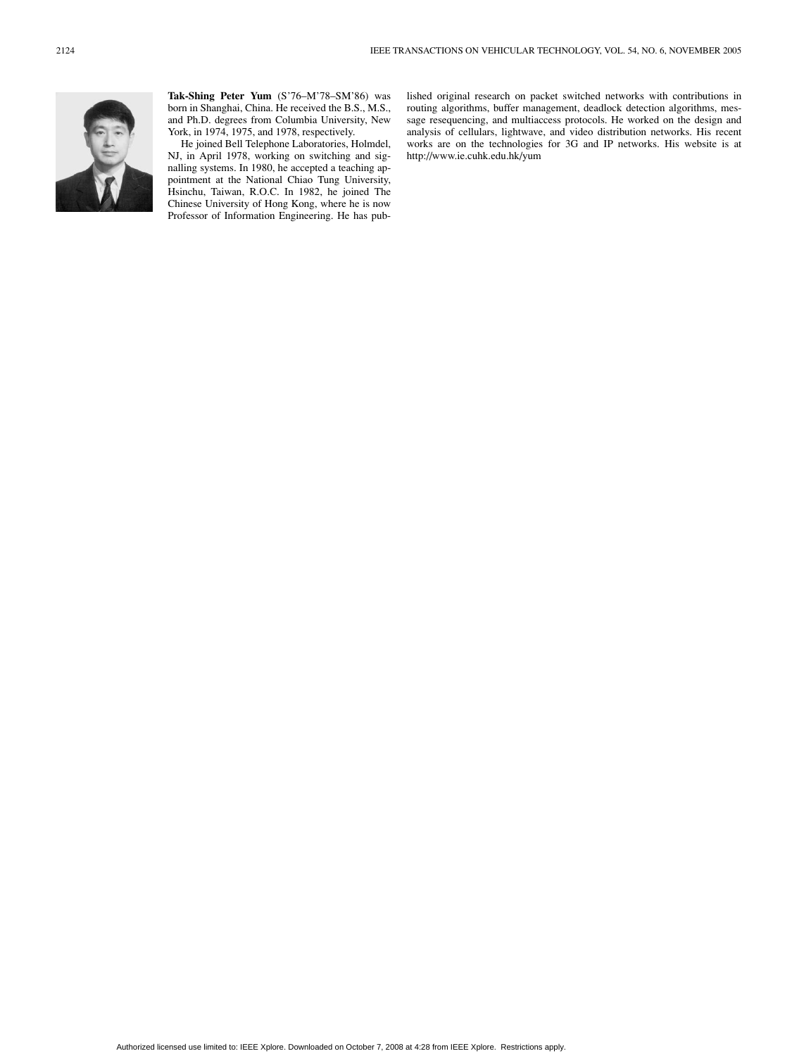**Tak-Shing Peter Yum** (S'76–M'78–SM'86) was born in Shanghai, China. He received the B.S., M.S., and Ph.D. degrees from Columbia University, New York, in 1974, 1975, and 1978, respectively.

He joined Bell Telephone Laboratories, Holmdel, NJ, in April 1978, working on switching and signalling systems. In 1980, he accepted a teaching appointment at the National Chiao Tung University, Hsinchu, Taiwan, R.O.C. In 1982, he joined The Chinese University of Hong Kong, where he is now Professor of Information Engineering. He has published original research on packet switched networks with contributions in routing algorithms, buffer management, deadlock detection algorithms, message resequencing, and multiaccess protocols. He worked on the design and analysis of cellulars, lightwave, and video distribution networks. His recent works are on the technologies for 3G and IP networks. His website is at http://www.ie.cuhk.edu.hk/yum